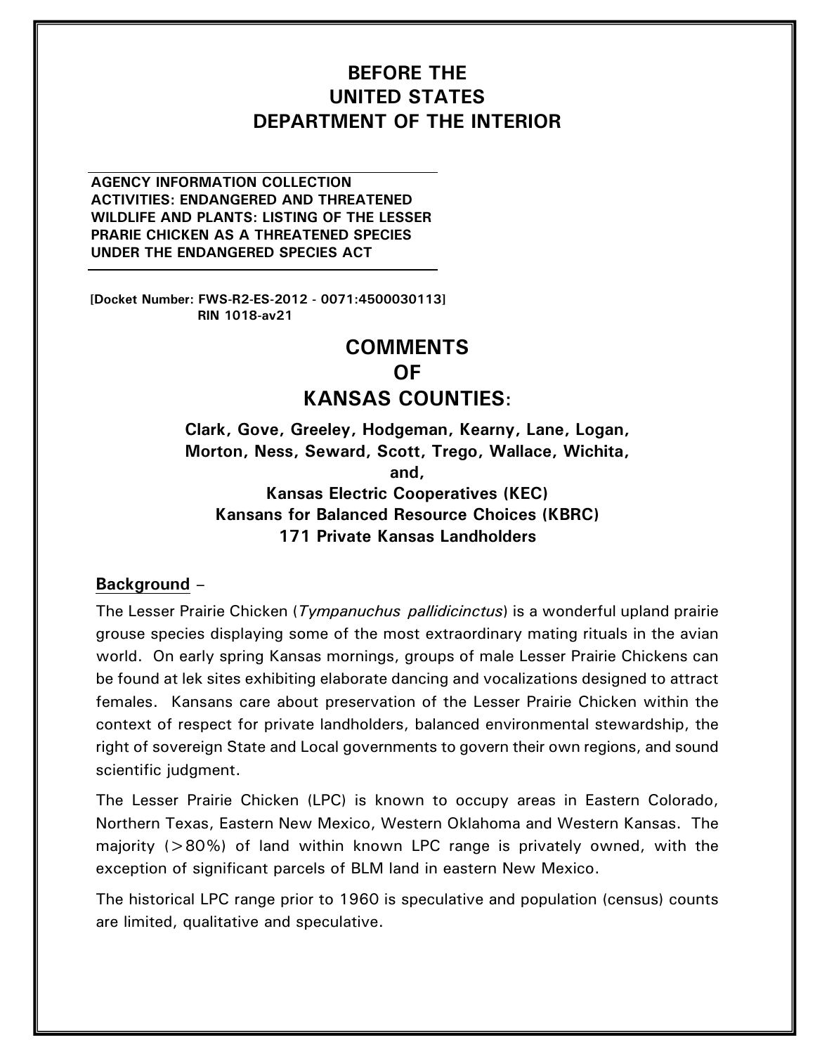# BEFORE THE UNITED STATES DEPARTMENT OF THE INTERIOR

**AGENCY INFORMATION COLLECTION ACTIVITIES: ENDANGERED AND THREATENED WILDLIFE AND PLANTS: LISTING OF THE LESSER PRARIE CHICKEN AS A THREATENED SPECIES UNDER THE ENDANGERED SPECIES ACT**

**[Docket Number: FWS-R2-ES-2012 - 0071:4500030113]**
**RIN 1018-av21**

# COMMENTS OF KANSAS COUNTIES:

**Clark, Gove, Greeley, Hodgeman, Kearny, Lane, Logan, Morton, Ness, Seward, Scott, Trego, Wallace, Wichita,**
**and,**
**Kansas Electric Cooperatives (KEC)**
**Kansans for Balanced Resource Choices (KBRC)**
**171 Private Kansas Landholders**

## Background –

The Lesser Prairie Chicken (*Tympanuchus pallidicinctus*) is a wonderful upland prairie grouse species displaying some of the most extraordinary mating rituals in the avian world. On early spring Kansas mornings, groups of male Lesser Prairie Chickens can be found at lek sites exhibiting elaborate dancing and vocalizations designed to attract females. Kansans care about preservation of the Lesser Prairie Chicken within the context of respect for private landholders, balanced environmental stewardship, the right of sovereign State and Local governments to govern their own regions, and sound scientific judgment.

The Lesser Prairie Chicken (LPC) is known to occupy areas in Eastern Colorado, Northern Texas, Eastern New Mexico, Western Oklahoma and Western Kansas. The majority (>80%) of land within known LPC range is privately owned, with the exception of significant parcels of BLM land in eastern New Mexico.

The historical LPC range prior to 1960 is speculative and population (census) counts are limited, qualitative and speculative.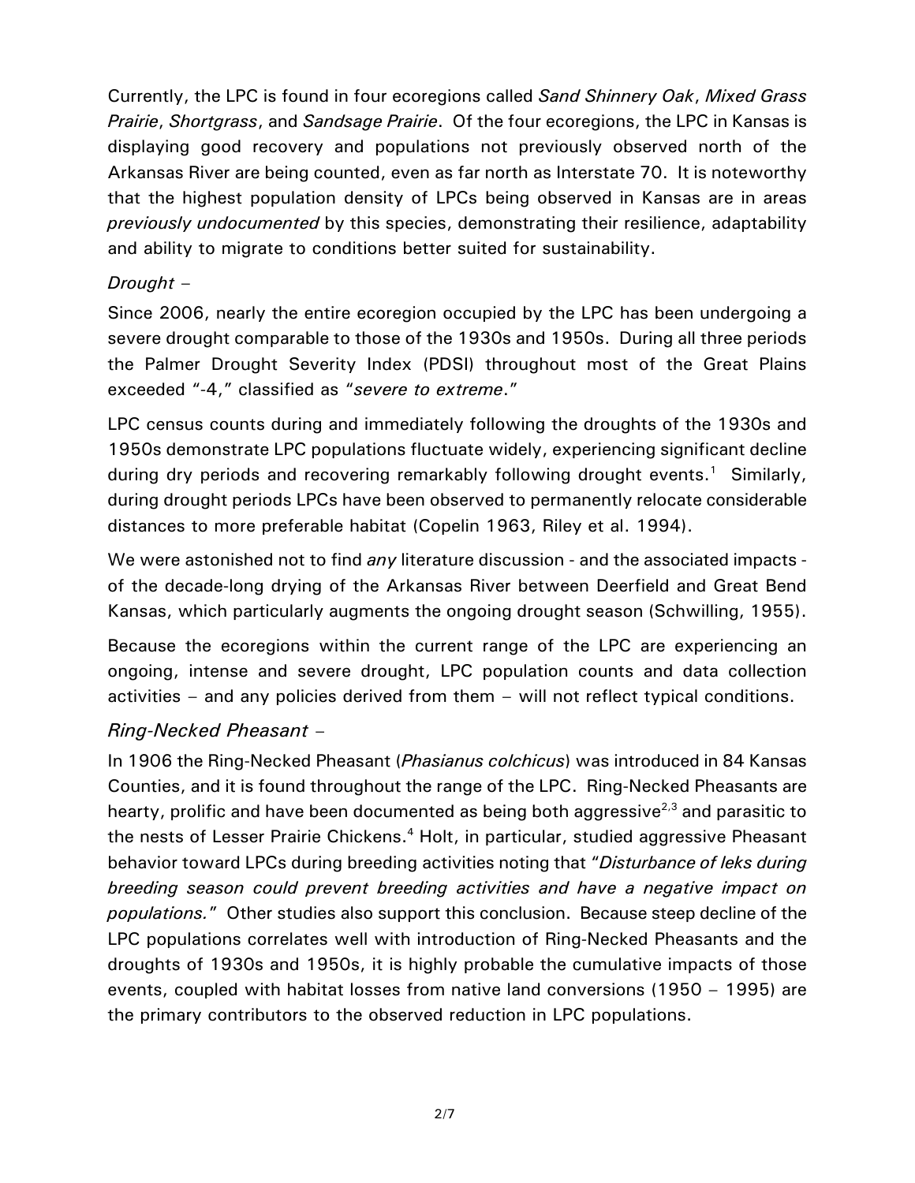Currently, the LPC is found in four ecoregions called *Sand Shinnery Oak*, *Mixed Grass Prairie*, *Shortgrass*, and *Sandsage Prairie*. Of the four ecoregions, the LPC in Kansas is displaying good recovery and populations not previously observed north of the Arkansas River are being counted, even as far north as Interstate 70. It is noteworthy that the highest population density of LPCs being observed in Kansas are in areas *previously undocumented* by this species, demonstrating their resilience, adaptability and ability to migrate to conditions better suited for sustainability.

*Drought –*

Since 2006, nearly the entire ecoregion occupied by the LPC has been undergoing a severe drought comparable to those of the 1930s and 1950s. During all three periods the Palmer Drought Severity Index (PDSI) throughout most of the Great Plains exceeded "-4," classified as "*severe to extreme*."

LPC census counts during and immediately following the droughts of the 1930s and 1950s demonstrate LPC populations fluctuate widely, experiencing significant decline during dry periods and recovering remarkably following drought events.[1] Similarly, during drought periods LPCs have been observed to permanently relocate considerable distances to more preferable habitat (Copelin 1963, Riley et al. 1994).

We were astonished not to find *any* literature discussion - and the associated impacts - of the decade-long drying of the Arkansas River between Deerfield and Great Bend Kansas, which particularly augments the ongoing drought season (Schwilling, 1955).

Because the ecoregions within the current range of the LPC are experiencing an ongoing, intense and severe drought, LPC population counts and data collection activities – and any policies derived from them – will not reflect typical conditions.

## *Ring-Necked Pheasant –*

In 1906 the Ring-Necked Pheasant (*Phasianus colchicus*) was introduced in 84 Kansas Counties, and it is found throughout the range of the LPC. Ring-Necked Pheasants are hearty, prolific and have been documented as being both aggressive[2,3] and parasitic to the nests of Lesser Prairie Chickens.[4] Holt, in particular, studied aggressive Pheasant behavior toward LPCs during breeding activities noting that "*Disturbance of leks during breeding season could prevent breeding activities and have a negative impact on populations.*" Other studies also support this conclusion. Because steep decline of the LPC populations correlates well with introduction of Ring-Necked Pheasants and the droughts of 1930s and 1950s, it is highly probable the cumulative impacts of those events, coupled with habitat losses from native land conversions (1950 – 1995) are the primary contributors to the observed reduction in LPC populations.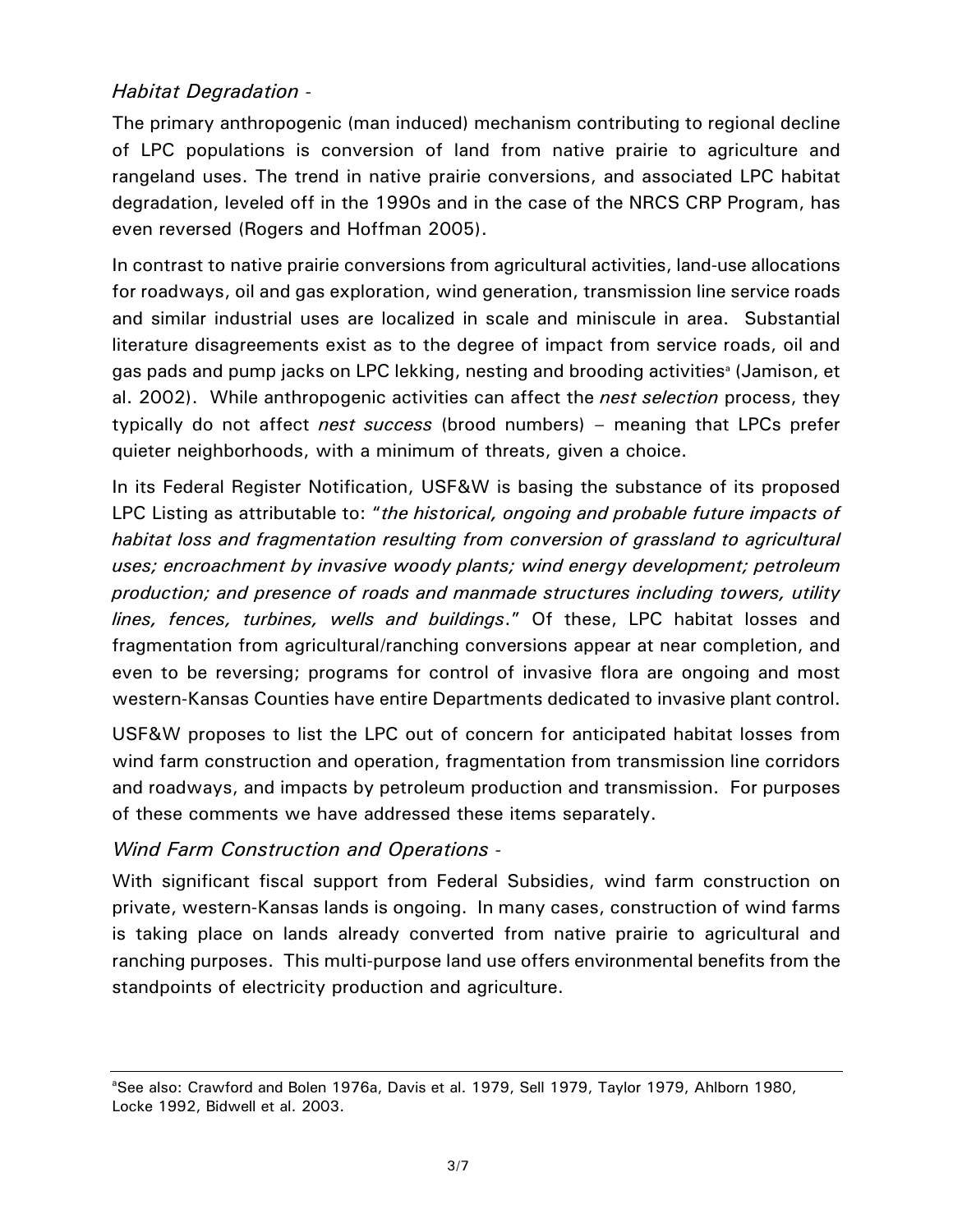### *Habitat Degradation* -

The primary anthropogenic (man induced) mechanism contributing to regional decline of LPC populations is conversion of land from native prairie to agriculture and rangeland uses. The trend in native prairie conversions, and associated LPC habitat degradation, leveled off in the 1990s and in the case of the NRCS CRP Program, has even reversed (Rogers and Hoffman 2005).

In contrast to native prairie conversions from agricultural activities, land-use allocations for roadways, oil and gas exploration, wind generation, transmission line service roads and similar industrial uses are localized in scale and miniscule in area. Substantial literature disagreements exist as to the degree of impact from service roads, oil and gas pads and pump jacks on LPC lekking, nesting and brooding activities[a] (Jamison, et al. 2002). While anthropogenic activities can affect the *nest selection* process, they typically do not affect *nest success* (brood numbers) – meaning that LPCs prefer quieter neighborhoods, with a minimum of threats, given a choice.

In its Federal Register Notification, USF&W is basing the substance of its proposed LPC Listing as attributable to: "*the historical, ongoing and probable future impacts of habitat loss and fragmentation resulting from conversion of grassland to agricultural uses; encroachment by invasive woody plants; wind energy development; petroleum production; and presence of roads and manmade structures including towers, utility lines, fences, turbines, wells and buildings*." Of these, LPC habitat losses and fragmentation from agricultural/ranching conversions appear at near completion, and even to be reversing; programs for control of invasive flora are ongoing and most western-Kansas Counties have entire Departments dedicated to invasive plant control.

USF&W proposes to list the LPC out of concern for anticipated habitat losses from wind farm construction and operation, fragmentation from transmission line corridors and roadways, and impacts by petroleum production and transmission. For purposes of these comments we have addressed these items separately.

### *Wind Farm Construction and Operations* -

With significant fiscal support from Federal Subsidies, wind farm construction on private, western-Kansas lands is ongoing. In many cases, construction of wind farms is taking place on lands already converted from native prairie to agricultural and ranching purposes. This multi-purpose land use offers environmental benefits from the standpoints of electricity production and agriculture.

---

[a]See also: Crawford and Bolen 1976a, Davis et al. 1979, Sell 1979, Taylor 1979, Ahlborn 1980, Locke 1992, Bidwell et al. 2003.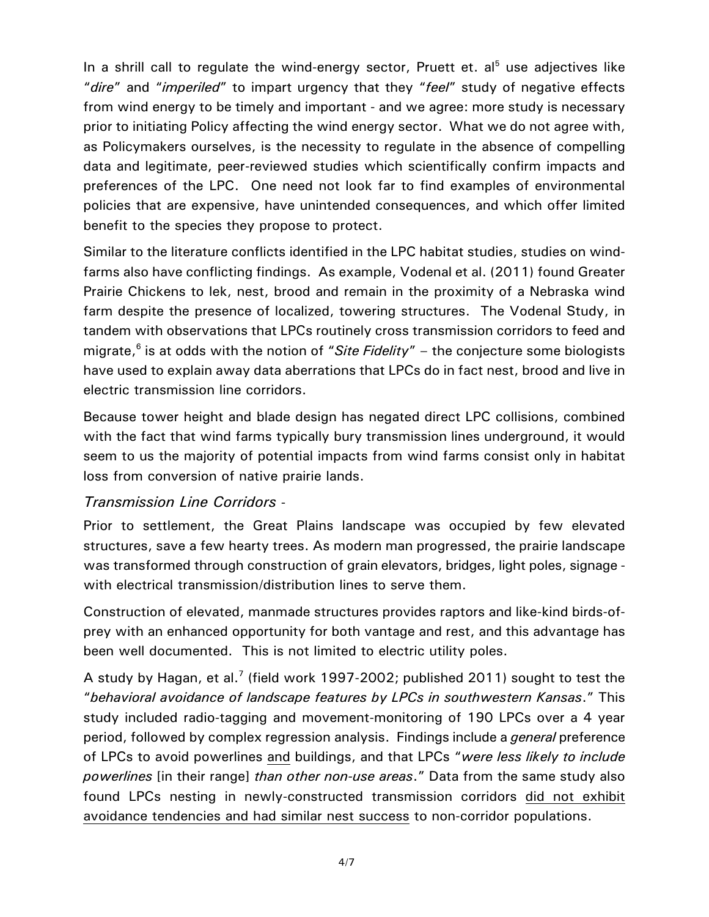In a shrill call to regulate the wind-energy sector, Pruett et. al[5] use adjectives like "*dire*" and "*imperiled*" to impart urgency that they "*feel*" study of negative effects from wind energy to be timely and important - and we agree: more study is necessary prior to initiating Policy affecting the wind energy sector. What we do not agree with, as Policymakers ourselves, is the necessity to regulate in the absence of compelling data and legitimate, peer-reviewed studies which scientifically confirm impacts and preferences of the LPC. One need not look far to find examples of environmental policies that are expensive, have unintended consequences, and which offer limited benefit to the species they propose to protect.

Similar to the literature conflicts identified in the LPC habitat studies, studies on wind-farms also have conflicting findings. As example, Vodenal et al. (2011) found Greater Prairie Chickens to lek, nest, brood and remain in the proximity of a Nebraska wind farm despite the presence of localized, towering structures. The Vodenal Study, in tandem with observations that LPCs routinely cross transmission corridors to feed and migrate,[6] is at odds with the notion of "*Site Fidelity*" – the conjecture some biologists have used to explain away data aberrations that LPCs do in fact nest, brood and live in electric transmission line corridors.

Because tower height and blade design has negated direct LPC collisions, combined with the fact that wind farms typically bury transmission lines underground, it would seem to us the majority of potential impacts from wind farms consist only in habitat loss from conversion of native prairie lands.

### *Transmission Line Corridors* -

Prior to settlement, the Great Plains landscape was occupied by few elevated structures, save a few hearty trees. As modern man progressed, the prairie landscape was transformed through construction of grain elevators, bridges, light poles, signage - with electrical transmission/distribution lines to serve them.

Construction of elevated, manmade structures provides raptors and like-kind birds-of-prey with an enhanced opportunity for both vantage and rest, and this advantage has been well documented. This is not limited to electric utility poles.

A study by Hagan, et al.[7] (field work 1997-2002; published 2011) sought to test the "*behavioral avoidance of landscape features by LPCs in southwestern Kansas*." This study included radio-tagging and movement-monitoring of 190 LPCs over a 4 year period, followed by complex regression analysis. Findings include a *general* preference of LPCs to avoid powerlines and buildings, and that LPCs "*were less likely to include powerlines* [in their range] *than other non-use areas*." Data from the same study also found LPCs nesting in newly-constructed transmission corridors did not exhibit avoidance tendencies and had similar nest success to non-corridor populations.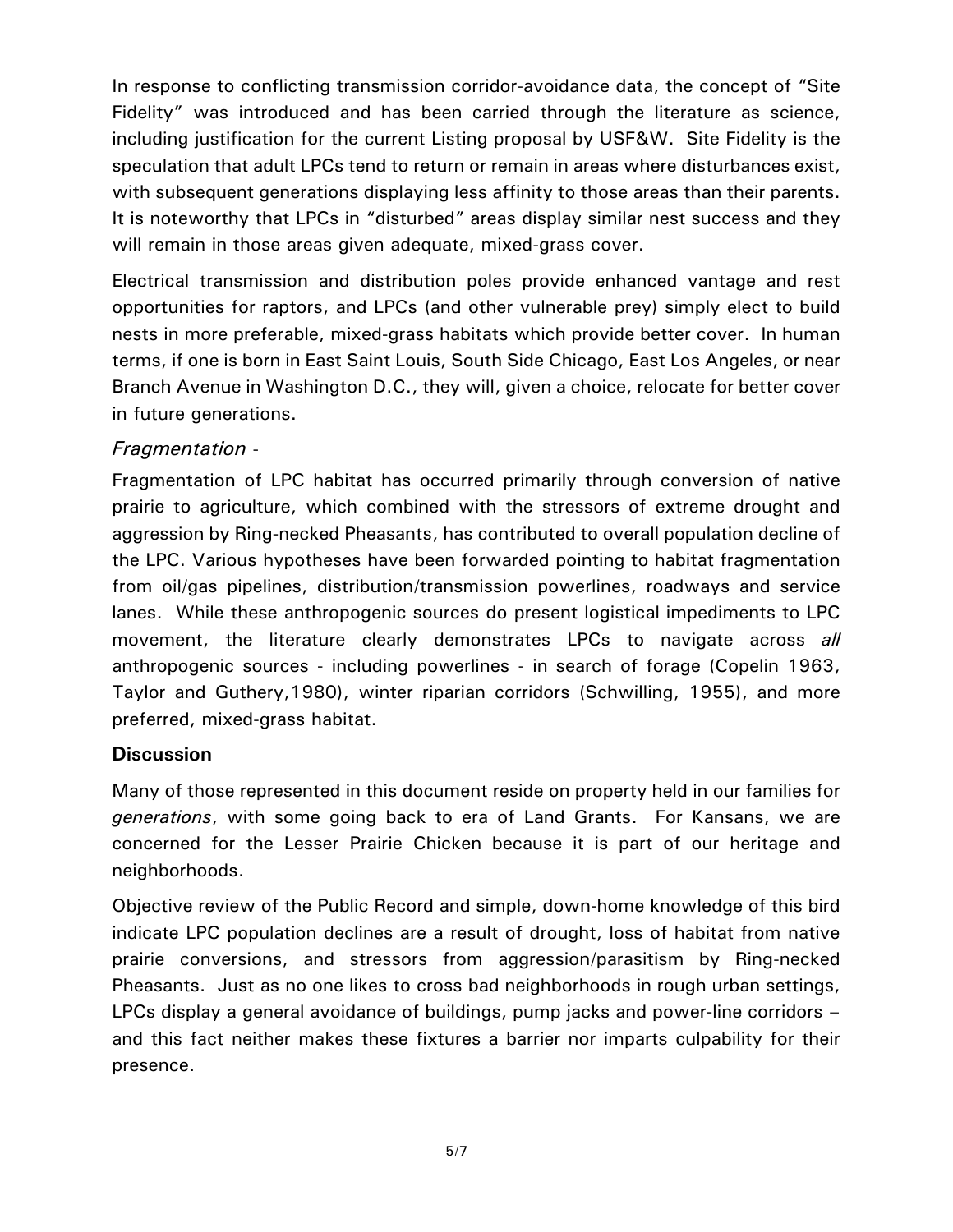In response to conflicting transmission corridor-avoidance data, the concept of "Site Fidelity" was introduced and has been carried through the literature as science, including justification for the current Listing proposal by USF&W. Site Fidelity is the speculation that adult LPCs tend to return or remain in areas where disturbances exist, with subsequent generations displaying less affinity to those areas than their parents. It is noteworthy that LPCs in "disturbed" areas display similar nest success and they will remain in those areas given adequate, mixed-grass cover.

Electrical transmission and distribution poles provide enhanced vantage and rest opportunities for raptors, and LPCs (and other vulnerable prey) simply elect to build nests in more preferable, mixed-grass habitats which provide better cover. In human terms, if one is born in East Saint Louis, South Side Chicago, East Los Angeles, or near Branch Avenue in Washington D.C., they will, given a choice, relocate for better cover in future generations.

*Fragmentation* -

Fragmentation of LPC habitat has occurred primarily through conversion of native prairie to agriculture, which combined with the stressors of extreme drought and aggression by Ring-necked Pheasants, has contributed to overall population decline of the LPC. Various hypotheses have been forwarded pointing to habitat fragmentation from oil/gas pipelines, distribution/transmission powerlines, roadways and service lanes. While these anthropogenic sources do present logistical impediments to LPC movement, the literature clearly demonstrates LPCs to navigate across *all* anthropogenic sources - including powerlines - in search of forage (Copelin 1963, Taylor and Guthery,1980), winter riparian corridors (Schwilling, 1955), and more preferred, mixed-grass habitat.

## Discussion

Many of those represented in this document reside on property held in our families for *generations*, with some going back to era of Land Grants. For Kansans, we are concerned for the Lesser Prairie Chicken because it is part of our heritage and neighborhoods.

Objective review of the Public Record and simple, down-home knowledge of this bird indicate LPC population declines are a result of drought, loss of habitat from native prairie conversions, and stressors from aggression/parasitism by Ring-necked Pheasants. Just as no one likes to cross bad neighborhoods in rough urban settings, LPCs display a general avoidance of buildings, pump jacks and power-line corridors – and this fact neither makes these fixtures a barrier nor imparts culpability for their presence.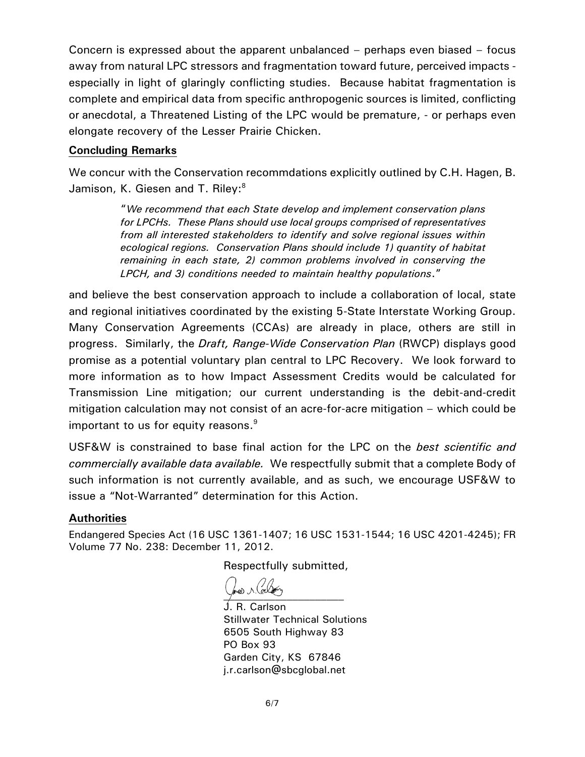Concern is expressed about the apparent unbalanced – perhaps even biased – focus away from natural LPC stressors and fragmentation toward future, perceived impacts - especially in light of glaringly conflicting studies. Because habitat fragmentation is complete and empirical data from specific anthropogenic sources is limited, conflicting or anecdotal, a Threatened Listing of the LPC would be premature, - or perhaps even elongate recovery of the Lesser Prairie Chicken.

**Concluding Remarks**

We concur with the Conservation recommdations explicitly outlined by C.H. Hagen, B. Jamison, K. Giesen and T. Riley:[8]

> "*We recommend that each State develop and implement conservation plans for LPCHs. These Plans should use local groups comprised of representatives from all interested stakeholders to identify and solve regional issues within ecological regions. Conservation Plans should include 1) quantity of habitat remaining in each state, 2) common problems involved in conserving the LPCH, and 3) conditions needed to maintain healthy populations*."

and believe the best conservation approach to include a collaboration of local, state and regional initiatives coordinated by the existing 5-State Interstate Working Group. Many Conservation Agreements (CCAs) are already in place, others are still in progress. Similarly, the *Draft, Range-Wide Conservation Plan* (RWCP) displays good promise as a potential voluntary plan central to LPC Recovery. We look forward to more information as to how Impact Assessment Credits would be calculated for Transmission Line mitigation; our current understanding is the debit-and-credit mitigation calculation may not consist of an acre-for-acre mitigation – which could be important to us for equity reasons.[9]

USF&W is constrained to base final action for the LPC on the *best scientific and commercially available data available.* We respectfully submit that a complete Body of such information is not currently available, and as such, we encourage USF&W to issue a "Not-Warranted" determination for this Action.

**Authorities**

Endangered Species Act (16 USC 1361-1407; 16 USC 1531-1544; 16 USC 4201-4245); FR Volume 77 No. 238: December 11, 2012.

Respectfully submitted,

J. R. Carlson
Stillwater Technical Solutions
6505 South Highway 83
PO Box 93
Garden City, KS 67846
j.r.carlson@sbcglobal.net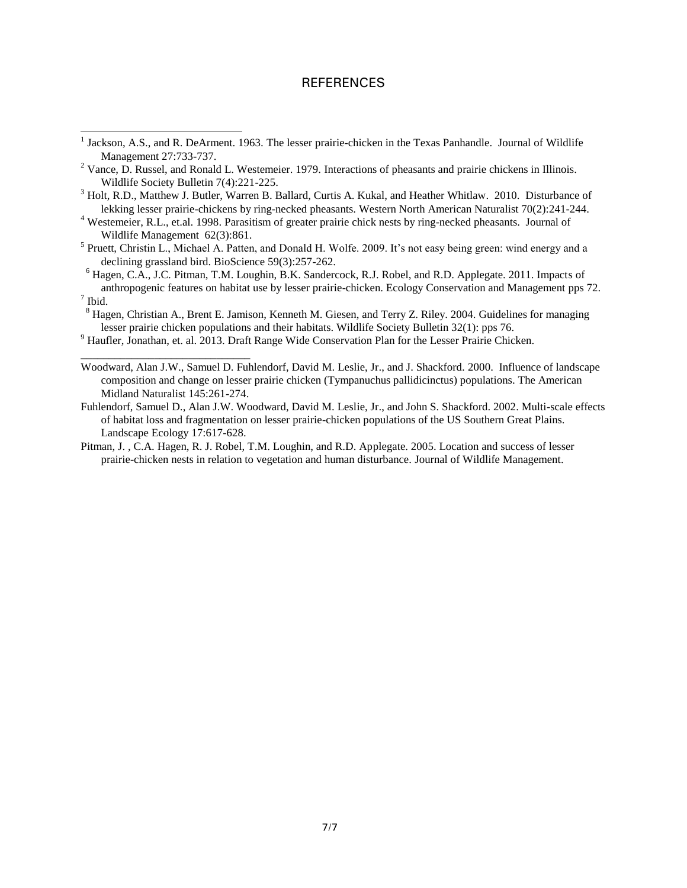## REFERENCES

[1] Jackson, A.S., and R. DeArment. 1963. The lesser prairie-chicken in the Texas Panhandle. Journal of Wildlife Management 27:733-737.

[2] Vance, D. Russel, and Ronald L. Westemeier. 1979. Interactions of pheasants and prairie chickens in Illinois. Wildlife Society Bulletin 7(4):221-225.

[3] Holt, R.D., Matthew J. Butler, Warren B. Ballard, Curtis A. Kukal, and Heather Whitlaw. 2010. Disturbance of lekking lesser prairie-chickens by ring-necked pheasants. Western North American Naturalist 70(2):241-244.

[4] Westemeier, R.L., et.al. 1998. Parasitism of greater prairie chick nests by ring-necked pheasants. Journal of Wildlife Management 62(3):861.

[5] Pruett, Christin L., Michael A. Patten, and Donald H. Wolfe. 2009. It's not easy being green: wind energy and a declining grassland bird. BioScience 59(3):257-262.

[6] Hagen, C.A., J.C. Pitman, T.M. Loughin, B.K. Sandercock, R.J. Robel, and R.D. Applegate. 2011. Impacts of anthropogenic features on habitat use by lesser prairie-chicken. Ecology Conservation and Management pps 72.

[7] Ibid.

[8] Hagen, Christian A., Brent E. Jamison, Kenneth M. Giesen, and Terry Z. Riley. 2004. Guidelines for managing lesser prairie chicken populations and their habitats. Wildlife Society Bulletin 32(1): pps 76.

[9] Haufler, Jonathan, et. al. 2013. Draft Range Wide Conservation Plan for the Lesser Prairie Chicken.

---

Woodward, Alan J.W., Samuel D. Fuhlendorf, David M. Leslie, Jr., and J. Shackford. 2000. Influence of landscape composition and change on lesser prairie chicken (Tympanuchus pallidicinctus) populations. The American Midland Naturalist 145:261-274.

Fuhlendorf, Samuel D., Alan J.W. Woodward, David M. Leslie, Jr., and John S. Shackford. 2002. Multi-scale effects of habitat loss and fragmentation on lesser prairie-chicken populations of the US Southern Great Plains. Landscape Ecology 17:617-628.

Pitman, J. , C.A. Hagen, R. J. Robel, T.M. Loughin, and R.D. Applegate. 2005. Location and success of lesser prairie-chicken nests in relation to vegetation and human disturbance. Journal of Wildlife Management.